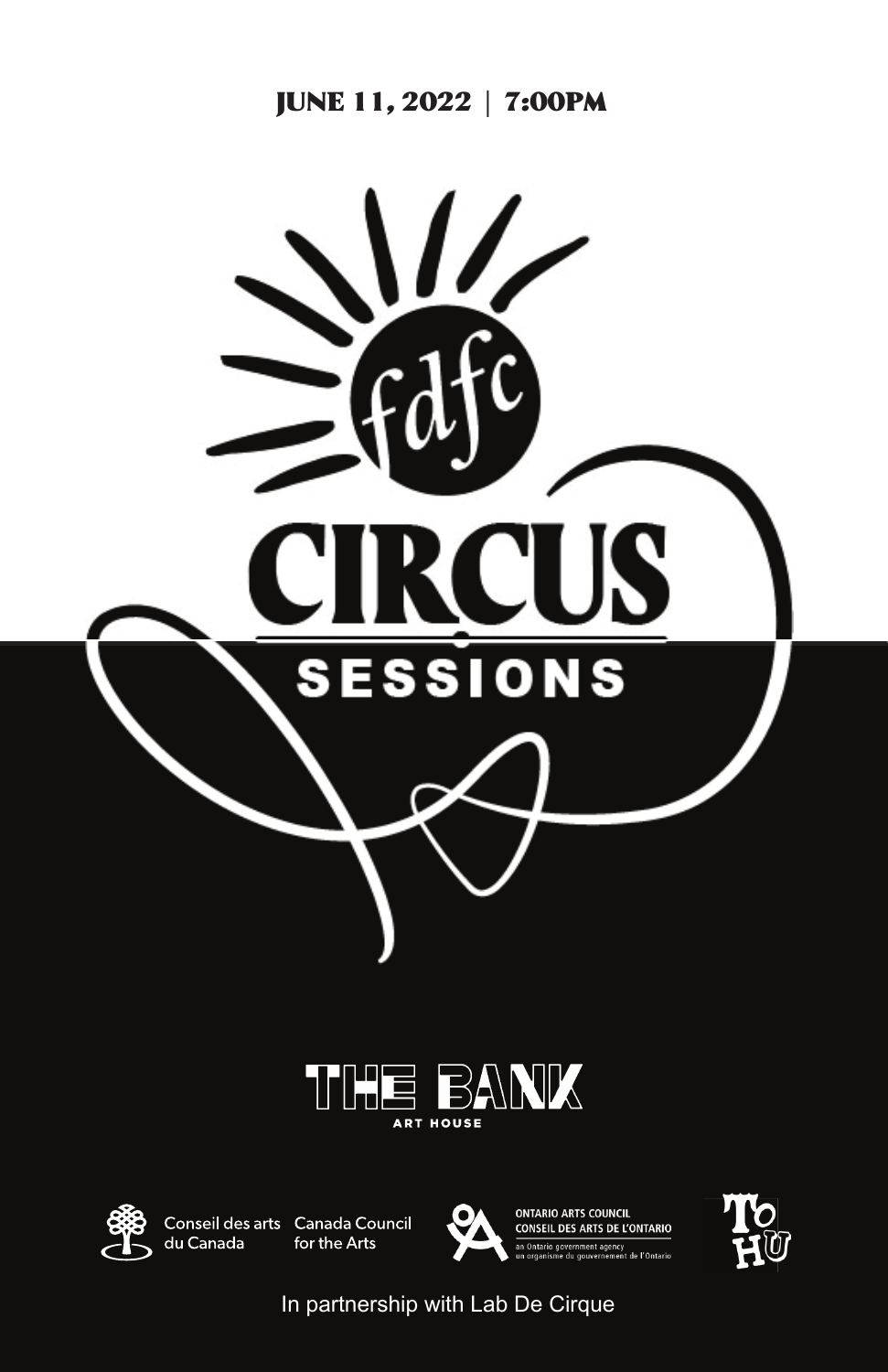JUNE 11, 2022 | 7:00PM

fdfc

# CIRCUS SESSIONS

THE BANK

ART HOUSE

Conseil des arts du Canada
Canada Council for the Arts

ONTARIO ARTS COUNCIL
CONSEIL DES ARTS DE L'ONTARIO
an Ontario government agency
un organisme du gouvernement de l'Ontario

TOHU

In partnership with Lab De Cirque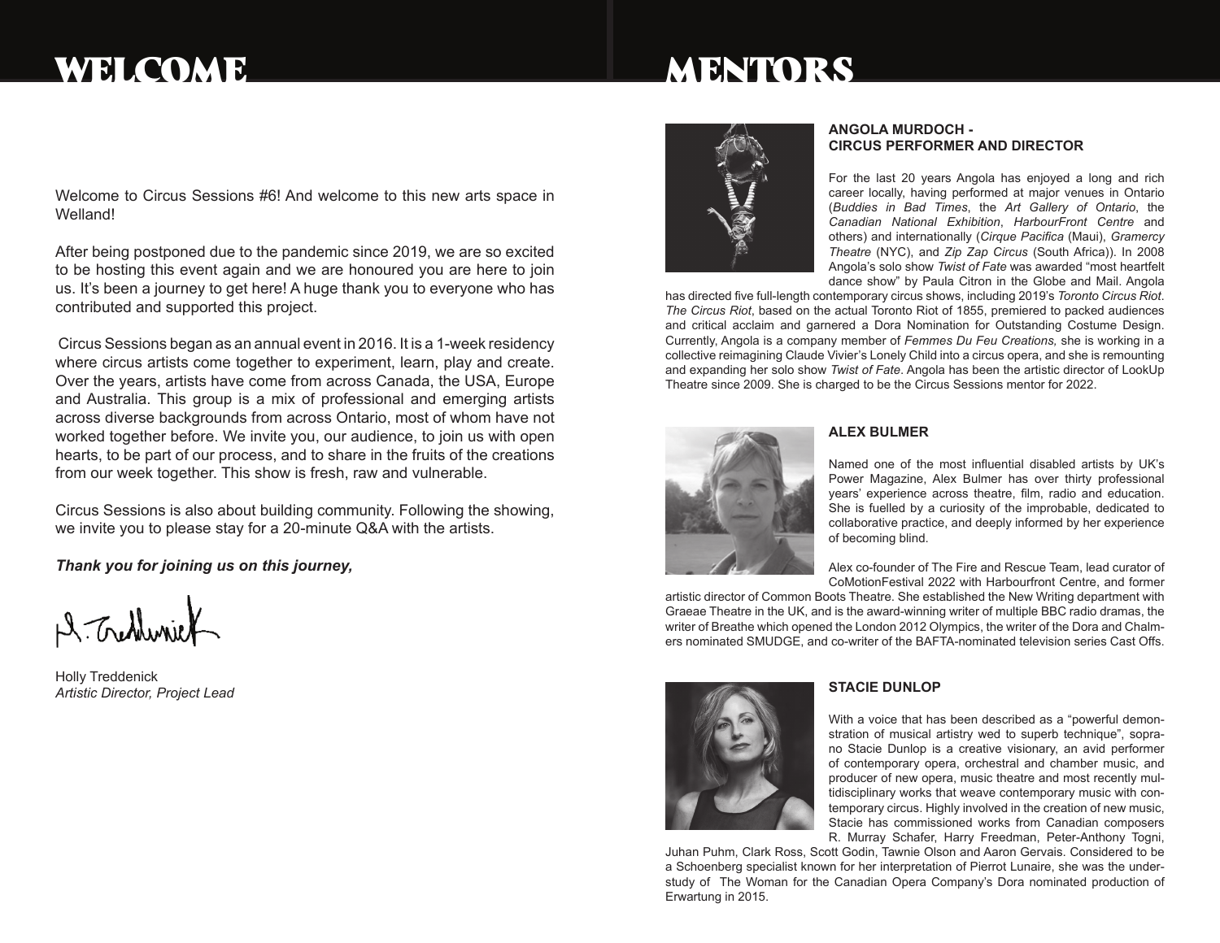# WELCOME

Welcome to Circus Sessions #6! And welcome to this new arts space in Welland!

After being postponed due to the pandemic since 2019, we are so excited to be hosting this event again and we are honoured you are here to join us. It's been a journey to get here! A huge thank you to everyone who has contributed and supported this project.

Circus Sessions began as an annual event in 2016. It is a 1-week residency where circus artists come together to experiment, learn, play and create. Over the years, artists have come from across Canada, the USA, Europe and Australia. This group is a mix of professional and emerging artists across diverse backgrounds from across Ontario, most of whom have not worked together before. We invite you, our audience, to join us with open hearts, to be part of our process, and to share in the fruits of the creations from our week together. This show is fresh, raw and vulnerable.

Circus Sessions is also about building community. Following the showing, we invite you to please stay for a 20-minute Q&A with the artists.

***Thank you for joining us on this journey,***

Holly Treddenick
*Artistic Director, Project Lead*

# MENTORS

### ANGOLA MURDOCH - CIRCUS PERFORMER AND DIRECTOR

For the last 20 years Angola has enjoyed a long and rich career locally, having performed at major venues in Ontario (*Buddies in Bad Times*, the *Art Gallery of Ontario*, the *Canadian National Exhibition*, *HarbourFront Centre* and others) and internationally (*Cirque Pacifica* (Maui), *Gramercy Theatre* (NYC), and *Zip Zap Circus* (South Africa)). In 2008 Angola's solo show *Twist of Fate* was awarded "most heartfelt dance show" by Paula Citron in the Globe and Mail. Angola has directed five full-length contemporary circus shows, including 2019's *Toronto Circus Riot*. *The Circus Riot*, based on the actual Toronto Riot of 1855, premiered to packed audiences and critical acclaim and garnered a Dora Nomination for Outstanding Costume Design. Currently, Angola is a company member of *Femmes Du Feu Creations,* she is working in a collective reimagining Claude Vivier's Lonely Child into a circus opera, and she is remounting and expanding her solo show *Twist of Fate*. Angola has been the artistic director of LookUp Theatre since 2009. She is charged to be the Circus Sessions mentor for 2022.

### ALEX BULMER

Named one of the most influential disabled artists by UK's Power Magazine, Alex Bulmer has over thirty professional years' experience across theatre, film, radio and education. She is fuelled by a curiosity of the improbable, dedicated to collaborative practice, and deeply informed by her experience of becoming blind.

Alex co-founder of The Fire and Rescue Team, lead curator of CoMotionFestival 2022 with Harbourfront Centre, and former artistic director of Common Boots Theatre. She established the New Writing department with Graeae Theatre in the UK, and is the award-winning writer of multiple BBC radio dramas, the writer of Breathe which opened the London 2012 Olympics, the writer of the Dora and Chalmers nominated SMUDGE, and co-writer of the BAFTA-nominated television series Cast Offs.

### STACIE DUNLOP

With a voice that has been described as a "powerful demonstration of musical artistry wed to superb technique", soprano Stacie Dunlop is a creative visionary, an avid performer of contemporary opera, orchestral and chamber music, and producer of new opera, music theatre and most recently multidisciplinary works that weave contemporary music with contemporary circus. Highly involved in the creation of new music, Stacie has commissioned works from Canadian composers R. Murray Schafer, Harry Freedman, Peter-Anthony Togni, Juhan Puhm, Clark Ross, Scott Godin, Tawnie Olson and Aaron Gervais. Considered to be a Schoenberg specialist known for her interpretation of Pierrot Lunaire, she was the understudy of The Woman for the Canadian Opera Company's Dora nominated production of Erwartung in 2015.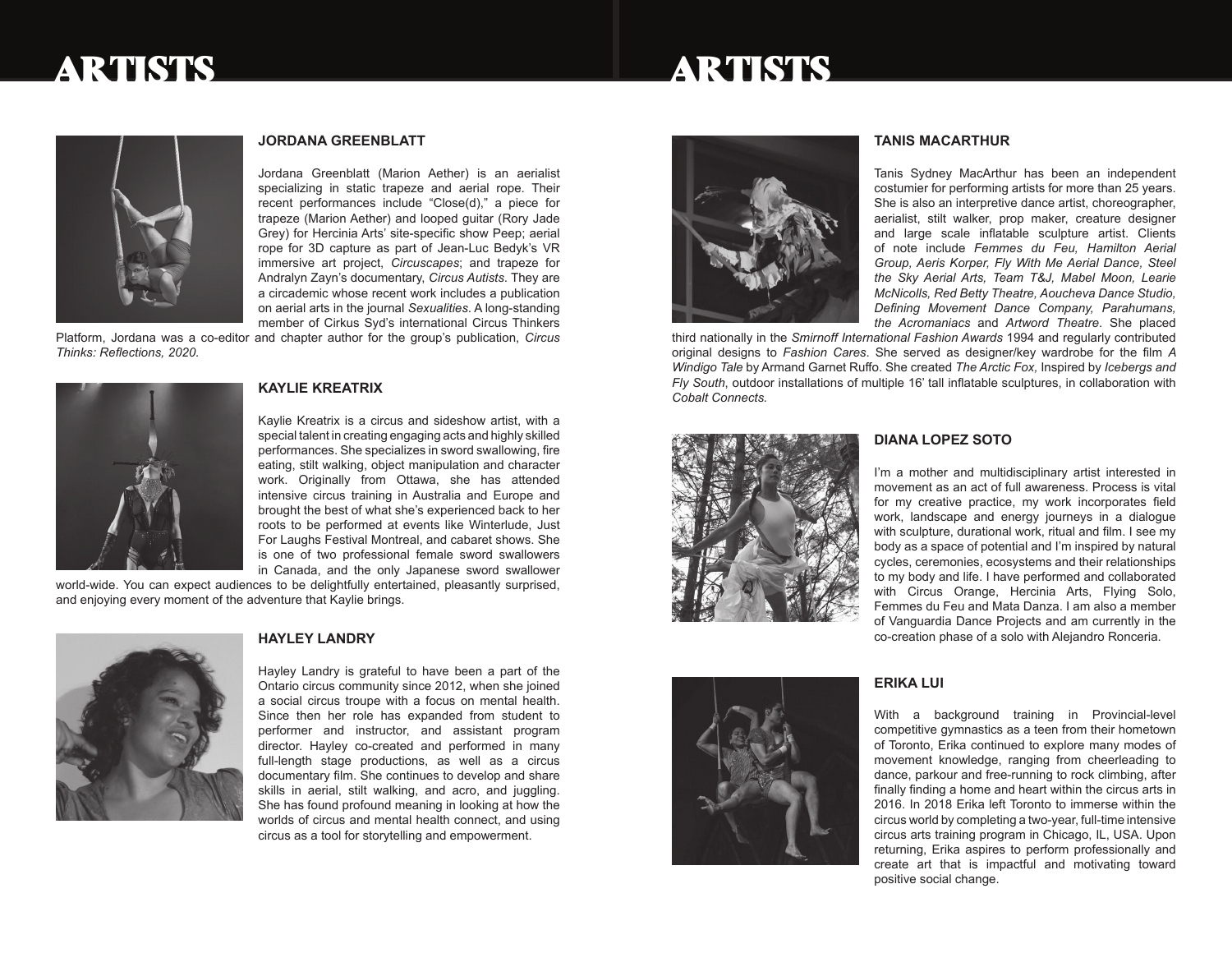# ARTISTS

### JORDANA GREENBLATT

Jordana Greenblatt (Marion Aether) is an aerialist specializing in static trapeze and aerial rope. Their recent performances include "Close(d)," a piece for trapeze (Marion Aether) and looped guitar (Rory Jade Grey) for Hercinia Arts' site-specific show Peep; aerial rope for 3D capture as part of Jean-Luc Bedyk's VR immersive art project, *Circuscapes*; and trapeze for Andralyn Zayn's documentary, *Circus Autists*. They are a circademic whose recent work includes a publication on aerial arts in the journal *Sexualities*. A long-standing member of Cirkus Syd's international Circus Thinkers Platform, Jordana was a co-editor and chapter author for the group's publication, *Circus Thinks: Reflections, 2020.*

### KAYLIE KREATRIX

Kaylie Kreatrix is a circus and sideshow artist, with a special talent in creating engaging acts and highly skilled performances. She specializes in sword swallowing, fire eating, stilt walking, object manipulation and character work. Originally from Ottawa, she has attended intensive circus training in Australia and Europe and brought the best of what she's experienced back to her roots to be performed at events like Winterlude, Just For Laughs Festival Montreal, and cabaret shows. She is one of two professional female sword swallowers in Canada, and the only Japanese sword swallower world-wide. You can expect audiences to be delightfully entertained, pleasantly surprised, and enjoying every moment of the adventure that Kaylie brings.

### HAYLEY LANDRY

Hayley Landry is grateful to have been a part of the Ontario circus community since 2012, when she joined a social circus troupe with a focus on mental health. Since then her role has expanded from student to performer and instructor, and assistant program director. Hayley co-created and performed in many full-length stage productions, as well as a circus documentary film. She continues to develop and share skills in aerial, stilt walking, and acro, and juggling. She has found profound meaning in looking at how the worlds of circus and mental health connect, and using circus as a tool for storytelling and empowerment.

# ARTISTS

### TANIS MACARTHUR

Tanis Sydney MacArthur has been an independent costumier for performing artists for more than 25 years. She is also an interpretive dance artist, choreographer, aerialist, stilt walker, prop maker, creature designer and large scale inflatable sculpture artist. Clients of note include *Femmes du Feu, Hamilton Aerial Group, Aeris Korper, Fly With Me Aerial Dance, Steel the Sky Aerial Arts, Team T&J, Mabel Moon, Learie McNicolls, Red Betty Theatre, Aoucheva Dance Studio, Defining Movement Dance Company, Parahumans, the Acromaniacs* and *Artword Theatre*. She placed third nationally in the *Smirnoff International Fashion Awards* 1994 and regularly contributed original designs to *Fashion Cares*. She served as designer/key wardrobe for the film *A Windigo Tale* by Armand Garnet Ruffo. She created *The Arctic Fox,* Inspired by *Icebergs and Fly South*, outdoor installations of multiple 16' tall inflatable sculptures, in collaboration with *Cobalt Connects.*

### DIANA LOPEZ SOTO

I'm a mother and multidisciplinary artist interested in movement as an act of full awareness. Process is vital for my creative practice, my work incorporates field work, landscape and energy journeys in a dialogue with sculpture, durational work, ritual and film. I see my body as a space of potential and I'm inspired by natural cycles, ceremonies, ecosystems and their relationships to my body and life. I have performed and collaborated with Circus Orange, Hercinia Arts, Flying Solo, Femmes du Feu and Mata Danza. I am also a member of Vanguardia Dance Projects and am currently in the co-creation phase of a solo with Alejandro Ronceria.

### ERIKA LUI

With a background training in Provincial-level competitive gymnastics as a teen from their hometown of Toronto, Erika continued to explore many modes of movement knowledge, ranging from cheerleading to dance, parkour and free-running to rock climbing, after finally finding a home and heart within the circus arts in 2016. In 2018 Erika left Toronto to immerse within the circus world by completing a two-year, full-time intensive circus arts training program in Chicago, IL, USA. Upon returning, Erika aspires to perform professionally and create art that is impactful and motivating toward positive social change.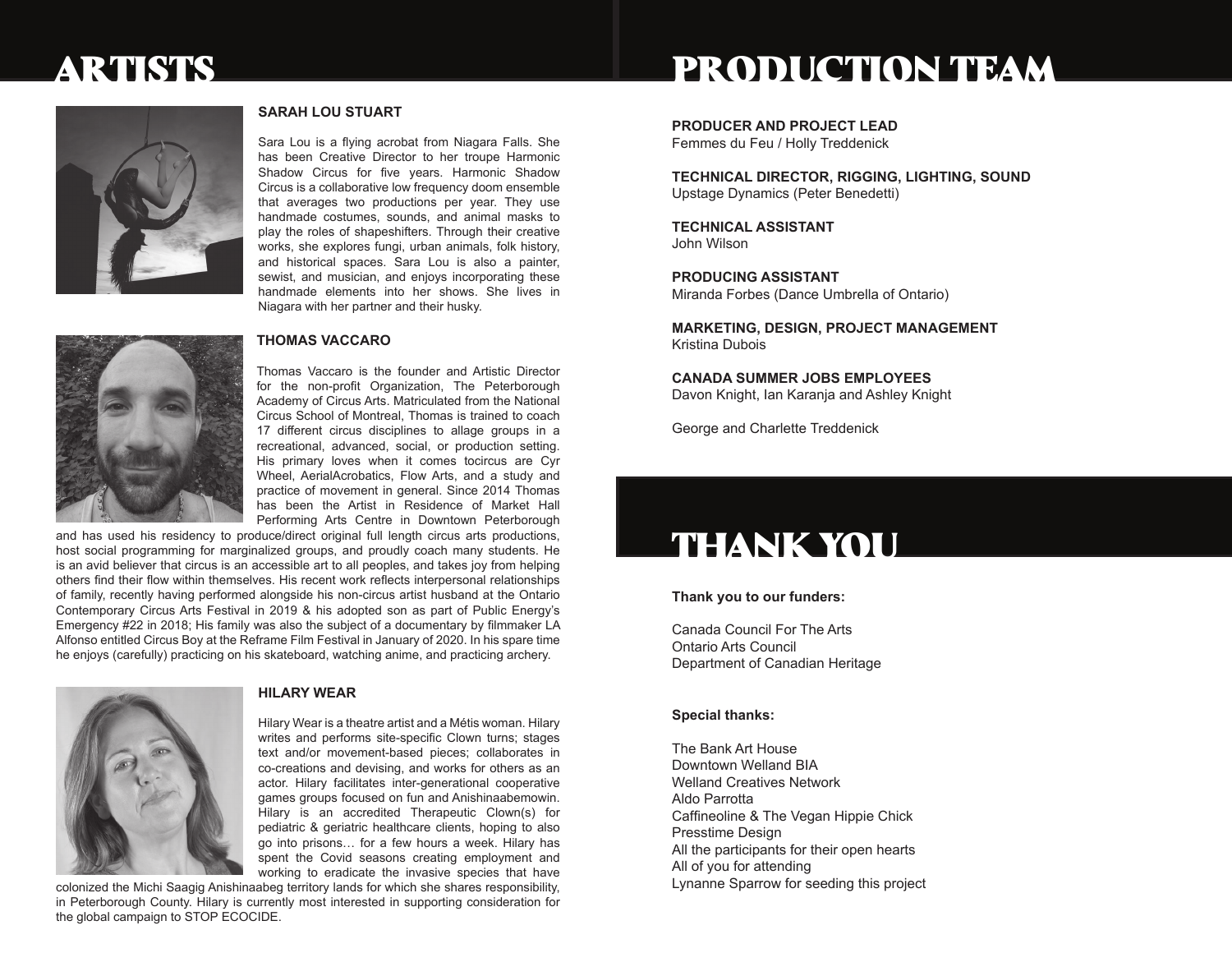# ARTISTS

### SARAH LOU STUART

Sara Lou is a flying acrobat from Niagara Falls. She has been Creative Director to her troupe Harmonic Shadow Circus for five years. Harmonic Shadow Circus is a collaborative low frequency doom ensemble that averages two productions per year. They use handmade costumes, sounds, and animal masks to play the roles of shapeshifters. Through their creative works, she explores fungi, urban animals, folk history, and historical spaces. Sara Lou is also a painter, sewist, and musician, and enjoys incorporating these handmade elements into her shows. She lives in Niagara with her partner and their husky.

### THOMAS VACCARO

Thomas Vaccaro is the founder and Artistic Director for the non-profit Organization, The Peterborough Academy of Circus Arts. Matriculated from the National Circus School of Montreal, Thomas is trained to coach 17 different circus disciplines to allage groups in a recreational, advanced, social, or production setting. His primary loves when it comes tocircus are Cyr Wheel, AerialAcrobatics, Flow Arts, and a study and practice of movement in general. Since 2014 Thomas has been the Artist in Residence of Market Hall Performing Arts Centre in Downtown Peterborough and has used his residency to produce/direct original full length circus arts productions, host social programming for marginalized groups, and proudly coach many students. He is an avid believer that circus is an accessible art to all peoples, and takes joy from helping others find their flow within themselves. His recent work reflects interpersonal relationships of family, recently having performed alongside his non-circus artist husband at the Ontario Contemporary Circus Arts Festival in 2019 & his adopted son as part of Public Energy's Emergency #22 in 2018; His family was also the subject of a documentary by filmmaker LA Alfonso entitled Circus Boy at the Reframe Film Festival in January of 2020. In his spare time he enjoys (carefully) practicing on his skateboard, watching anime, and practicing archery.

### HILARY WEAR

Hilary Wear is a theatre artist and a Métis woman. Hilary writes and performs site-specific Clown turns; stages text and/or movement-based pieces; collaborates in co-creations and devising, and works for others as an actor. Hilary facilitates inter-generational cooperative games groups focused on fun and Anishinaabemowin. Hilary is an accredited Therapeutic Clown(s) for pediatric & geriatric healthcare clients, hoping to also go into prisons… for a few hours a week. Hilary has spent the Covid seasons creating employment and working to eradicate the invasive species that have colonized the Michi Saagig Anishinaabeg territory lands for which she shares responsibility, in Peterborough County. Hilary is currently most interested in supporting consideration for the global campaign to STOP ECOCIDE.

# PRODUCTION TEAM

**PRODUCER AND PROJECT LEAD**
Femmes du Feu / Holly Treddenick

**TECHNICAL DIRECTOR, RIGGING, LIGHTING, SOUND**
Upstage Dynamics (Peter Benedetti)

**TECHNICAL ASSISTANT**
John Wilson

**PRODUCING ASSISTANT**
Miranda Forbes (Dance Umbrella of Ontario)

**MARKETING, DESIGN, PROJECT MANAGEMENT**
Kristina Dubois

**CANADA SUMMER JOBS EMPLOYEES**
Davon Knight, Ian Karanja and Ashley Knight

George and Charlette Treddenick

# THANK YOU

**Thank you to our funders:**

Canada Council For The Arts
Ontario Arts Council
Department of Canadian Heritage

**Special thanks:**

The Bank Art House
Downtown Welland BIA
Welland Creatives Network
Aldo Parrotta
Caffineoline & The Vegan Hippie Chick
Presstime Design
All the participants for their open hearts
All of you for attending
Lynanne Sparrow for seeding this project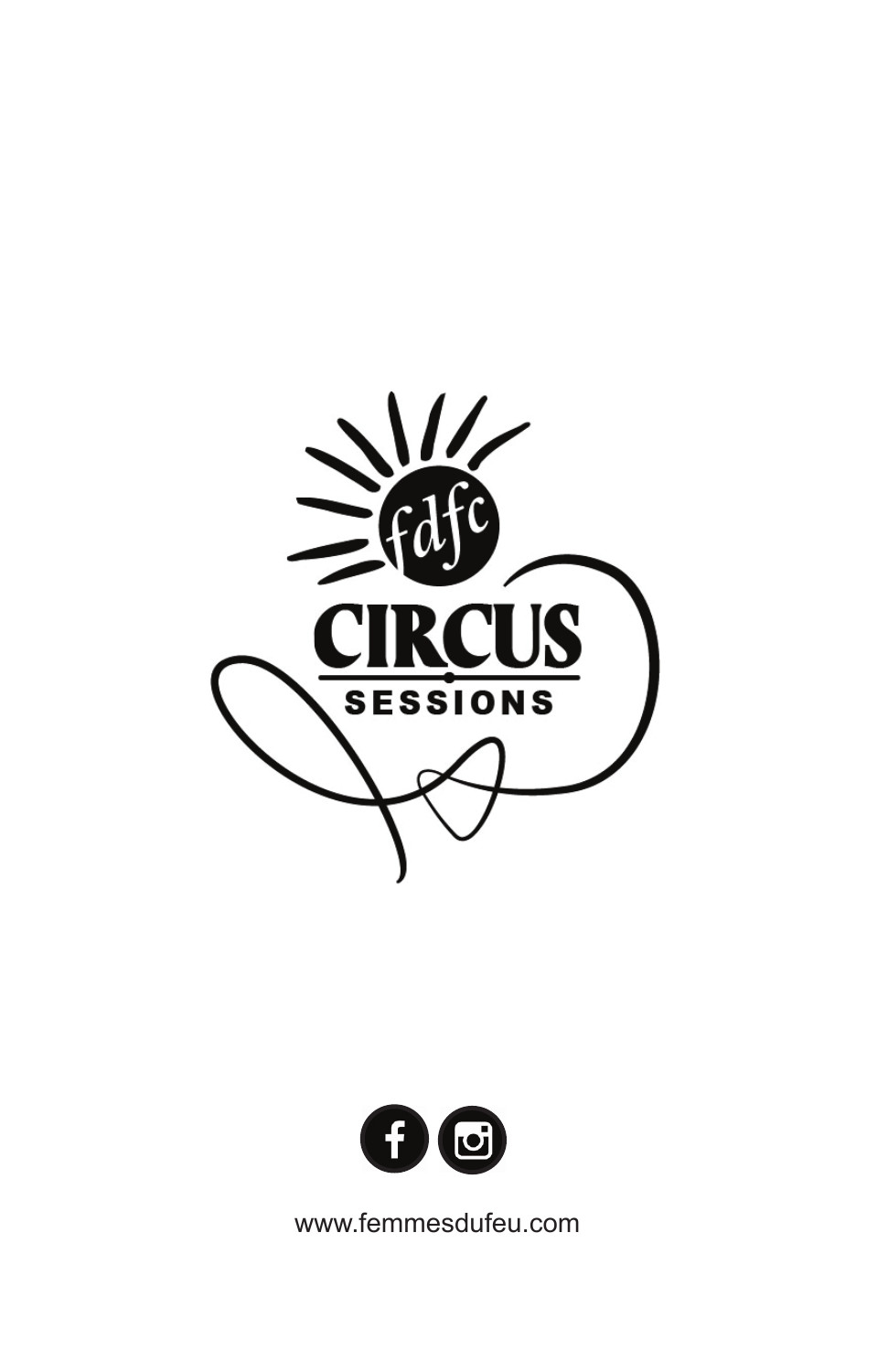fdfc

CIRCUS

SESSIONS

www.femmesdufeu.com